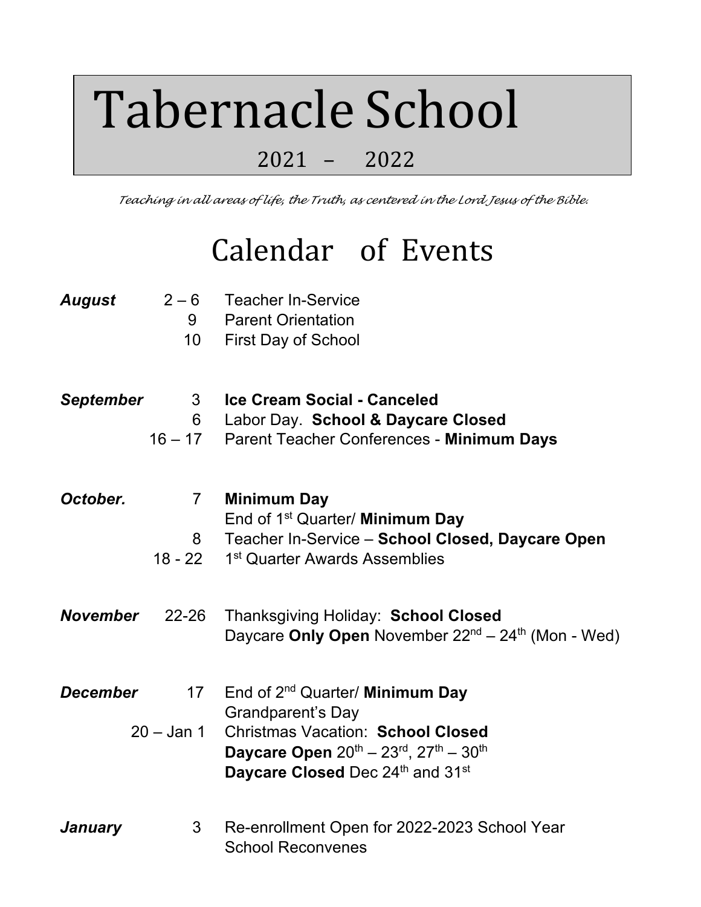# Tabernacle School

## 2021 – 2022

*Teaching in all areas of life, the Truth, as centered in the Lord Jesus of the Bible.*

## Calendar of Events

| | | |
|---|---|---|
| ***August*** | 2 – 6 | Teacher In-Service |
| | 9 | Parent Orientation |
| | 10 | First Day of School |
| ***September*** | 3 | **Ice Cream Social - Canceled** |
| | 6 | Labor Day. **School & Daycare Closed** |
| | 16 – 17 | Parent Teacher Conferences - **Minimum Days** |
| ***October.*** | 7 | **Minimum Day**<br>End of 1st Quarter/ **Minimum Day** |
| | 8 | Teacher In-Service – **School Closed, Daycare Open** |
| | 18 - 22 | 1st Quarter Awards Assemblies |
| ***November*** | 22-26 | Thanksgiving Holiday: **School Closed**<br>Daycare **Only Open** November 22nd – 24th (Mon - Wed) |
| ***December*** | 17 | End of 2nd Quarter/ **Minimum Day**<br>Grandparent's Day |
| | 20 – Jan 1 | Christmas Vacation: **School Closed**<br>**Daycare Open** 20th – 23rd, 27th – 30th<br>**Daycare Closed** Dec 24th and 31st |
| ***January*** | 3 | Re-enrollment Open for 2022-2023 School Year<br>School Reconvenes |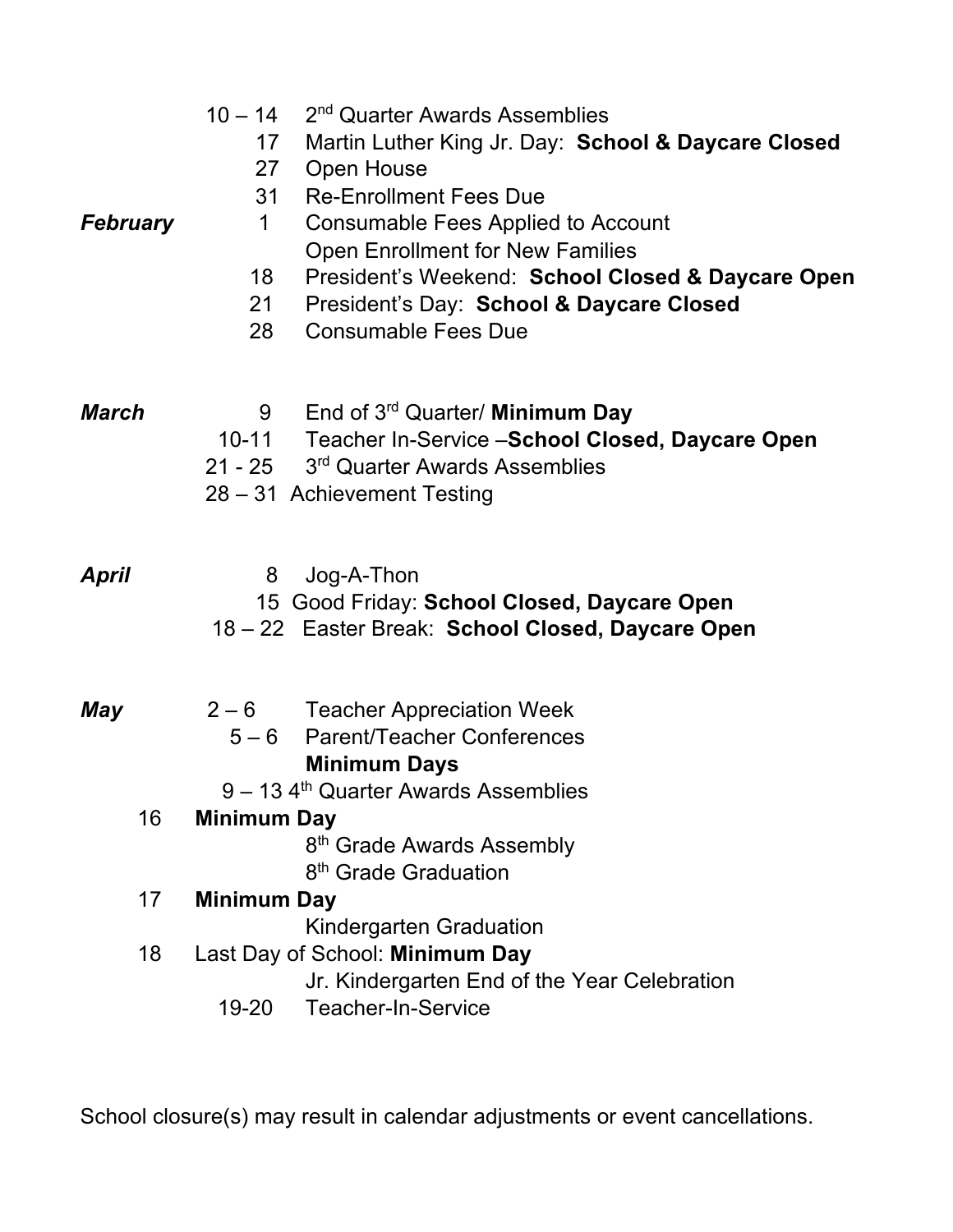| | | |
|---|---|---|
| | 10 – 14 | 2nd Quarter Awards Assemblies |
| | 17 | Martin Luther King Jr. Day: **School & Daycare Closed** |
| | 27 | Open House |
| | 31 | Re-Enrollment Fees Due |
| ***February*** | 1 | Consumable Fees Applied to Account |
| | | Open Enrollment for New Families |
| | 18 | President's Weekend: **School Closed & Daycare Open** |
| | 21 | President's Day: **School & Daycare Closed** |
| | 28 | Consumable Fees Due |
| ***March*** | 9 | End of 3rd Quarter/ **Minimum Day** |
| | 10-11 | Teacher In-Service –**School Closed, Daycare Open** |
| | 21 - 25 | 3rd Quarter Awards Assemblies |
| | 28 – 31 | Achievement Testing |
| ***April*** | 8 | Jog-A-Thon |
| | 15 | Good Friday: **School Closed, Daycare Open** |
| | 18 – 22 | Easter Break: **School Closed, Daycare Open** |
| ***May*** | 2 – 6 | Teacher Appreciation Week |
| | 5 – 6 | Parent/Teacher Conferences |
| | | **Minimum Days** |
| | 9 – 13 | 4th Quarter Awards Assemblies |
| | 16 | **Minimum Day** |
| | | 8th Grade Awards Assembly |
| | | 8th Grade Graduation |
| | 17 | **Minimum Day** |
| | | Kindergarten Graduation |
| | 18 | Last Day of School: **Minimum Day** |
| | | Jr. Kindergarten End of the Year Celebration |
| | 19-20 | Teacher-In-Service |

School closure(s) may result in calendar adjustments or event cancellations.